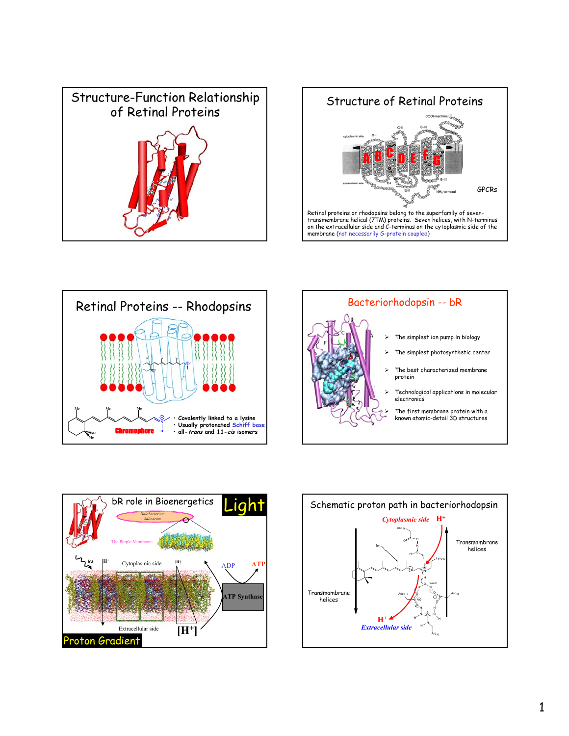## Structure-Function Relationship of Retinal Proteins

## Structure of Retinal Proteins

GPCRs

Retinal proteins or rhodopsins belong to the superfamily of seven-transmembrane helical (7TM) proteins. Seven helices, with N-terminus on the extracellular side and C-terminus on the cytoplasmic side of the membrane (not necessarily G-protein coupled)

## Retinal Proteins -- Rhodopsins

Chromophore

- Covalently linked to a lysine
- Usually protonated Schiff base
- all-*trans* and 11-*cis* isomers

## Bacteriorhodopsin -- bR

- The simplest ion pump in biology
- The simplest photosynthetic center
- The best characterized membrane protein
- Technological applications in molecular electronics
- The first membrane protein with a known atomic-detail 3D structures

## bR role in Bioenergetics

Light

*Halobacterium Salinarum*

The Purple Membrane

Cytoplasmic side

Extracellular side

$[H^+]$

ADP → ATP

ATP Synthase

Proton Gradient

## Schematic proton path in bacteriorhodopsin

*Cytoplasmic side* $H^+$

Transmembrane helices

Transmembrane helices

$H^+$ *Extracellular side*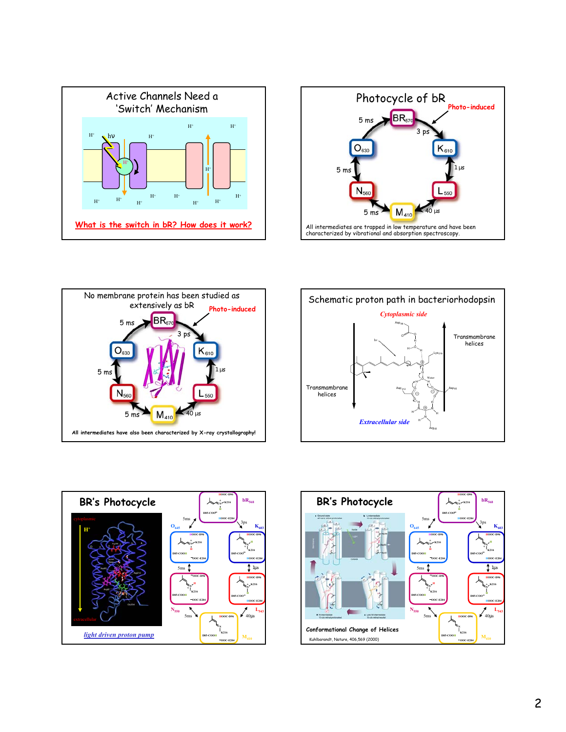## Active Channels Need a 'Switch' Mechanism

H⁺ hν H⁺ H⁺ H⁺ H⁺ H⁺ H⁺ H⁺ H⁺ H⁺ H⁺ H⁺ H⁺

What is the switch in bR? How does it work?

## Photocycle of bR

Photo-induced

$BR_{570}$ → 3 ps → $K_{610}$ → 1 µs → $L_{550}$ → 40 µs → $M_{410}$ → 5 ms → $N_{560}$ → 5 ms → $O_{630}$ → 5 ms → $BR_{570}$

All intermediates are trapped in low temperature and have been characterized by vibrational and absorption spectroscopy.

## No membrane protein has been studied as extensively as bR

Photo-induced

$BR_{570}$ → 3 ps → $K_{610}$ → 1 µs → $L_{550}$ → 40 µs → $M_{410}$ → 5 ms → $N_{560}$ → 5 ms → $O_{630}$ → 5 ms → $BR_{570}$

All intermediates have also been characterized by X-ray crystallography!

## Schematic proton path in bacteriorhodopsin

*Cytoplasmic side*

Transmembrane helices

Asp96, hν, Lys216, Water, Asp212, Asp85, Arg82

Transmembrane helices

*Extracellular side*

## BR's Photocycle

cytoplasmic

H⁺

extracellular

light driven proton pump

$bR_{568}$ → 3ps → $K_{603}$ → 1µs → $L_{543}$ → 40µs → $M_{410}$ → 5ms → $N_{550}$ → 5ms → $O_{645}$ → 5ms → $bR_{568}$

## BR's Photocycle

Conformational Change of Helices

Kuhlbrandt, Nature, 406,569 (2000)

$bR_{568}$ → 3ps → $K_{603}$ → 1µs → $L_{543}$ → 40µs → $M_{410}$ → 5ms → $N_{550}$ → 5ms → $O_{645}$ → 5ms → $bR_{568}$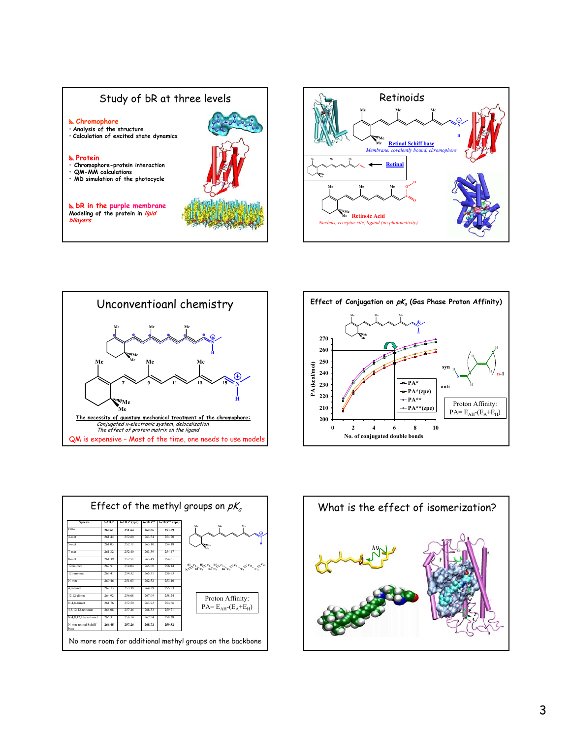## Study of bR at three levels

**Chromophore**

- Analysis of the structure
- Calculation of excited state dynamics

**Protein**

- Chromophore-protein interaction
- QM-MM calculations
- MD simulation of the photocycle

**bR in the purple membrane**

Modeling of the protein in *lipid bilayers*

## Retinoids

Retinal Schiff base

*Membrane, covalently bound, chromophore*

Retinal

Retinoic Acid

*Nucleus, receptor site, ligand (no photoactivity)*

## Unconventioanl chemistry

The necessity of quantum mechanical treatment of the chromophore:

*Conjugated π-electronic system, delocalization*

*The effect of protein matrix on the ligand*

QM is expensive – Most of the time, one needs to use models

## Effect of Conjugation on $pK_a$ (Gas Phase Proton Affinity)

PA (kcal/mol) vs. No. of conjugated double bonds

Legend: PA*, PA*(zpe), PA**, PA**(zpe)

syn, anti, n-1

Proton Affinity:
$PA = E_{AH} - (E_A + E_H)$

## Effect of the methyl groups on $pK_a$

| Species | 6-31G* | 6-31G* (zpe) | 6-31G** | 6-31G** (zpe) |
|---|---|---|---|---|
| PSB6 | 260.61 | 251.64 | 262.66 | 253.69 |
| 4-met | 261.44 | 252.60 | 263.54 | 254.70 |
| 5-met | 261.03 | 252.11 | 263.10 | 254.18 |
| 7-met | 261.32 | 252.40 | 263.39 | 254.47 |
| 8-met | 261.39 | 252.51 | 263.49 | 254.61 |
| 12cis-met | 262.91 | 254.04 | 265.00 | 256.14 |
| 12trans-met | 263.41 | 254.52 | 265.51 | 256.63 |
| N-met | 260.46 | 251.03 | 262.52 | 253.10 |
| 4,8-dimet | 262.13 | 253.38 | 264.29 | 255.53 |
| 12,12-dimet | 264.92 | 256.08 | 267.09 | 258.24 |
| N,4,8-trimet | 261.76 | 252.50 | 263.92 | 254.66 |
| 4,8,12,12-tetramet | 266.08 | 257.46 | 268.33 | 259.71 |
| N,4,8,12,12-pentamet | 265.31 | 256.14 | 267.54 | 258.38 |
| N-met-retinal Schiff base | 266.45 | 257.26 | 268.72 | 259.52 |

Proton Affinity:
$PA = E_{AH} - (E_A + E_H)$

No more room for additional methyl groups on the backbone

## What is the effect of isomerization?

$h\nu$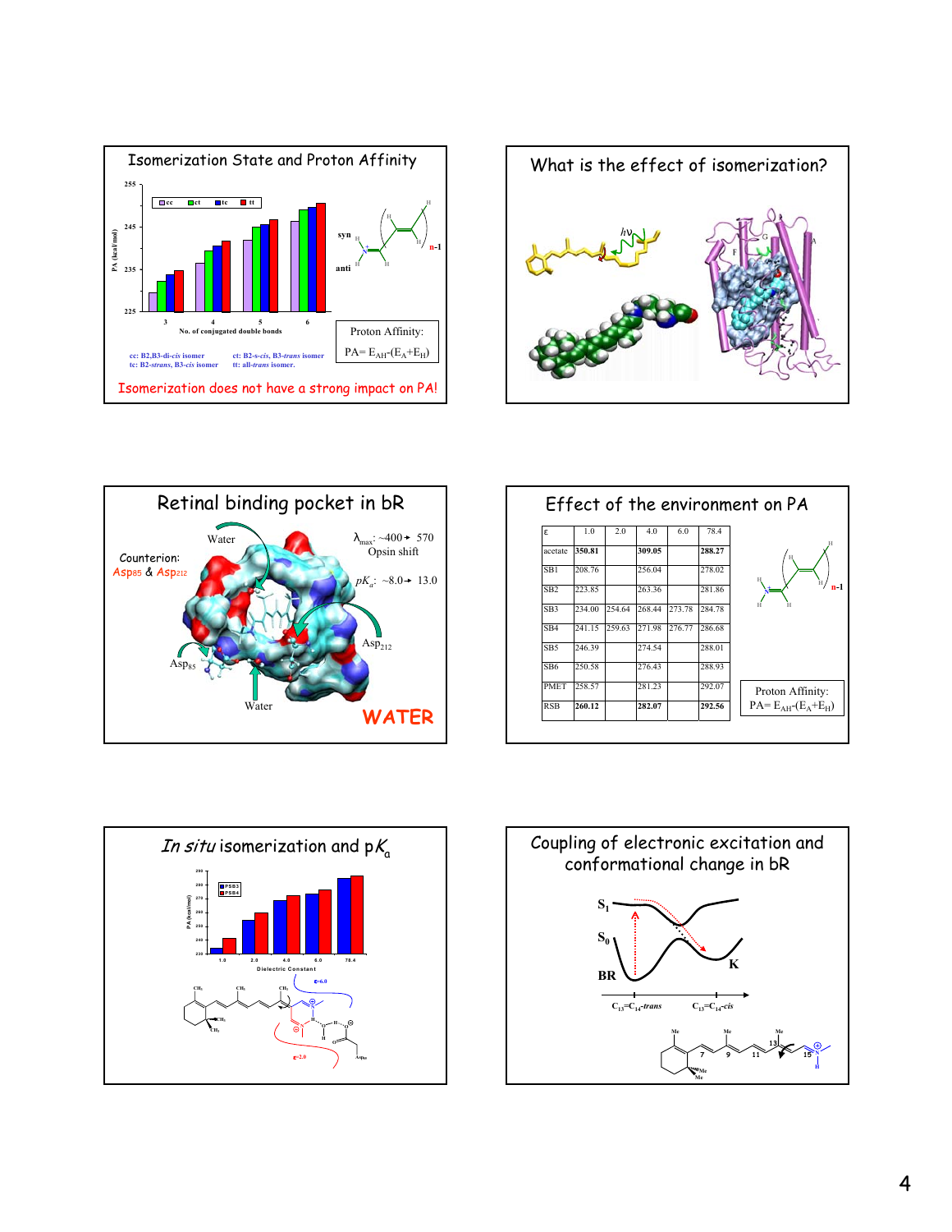## Isomerization State and Proton Affinity

PA (kcal/mol)

No. of conjugated double bonds

cc: B2,B3-di-*cis* isomer
ct: B2-s-*cis*, B3-*trans* isomer
tc: B2-*strans*, B3-*cis* isomer
tt: all-*trans* isomer.

syn

anti

n-1

Proton Affinity:
$PA = E_{AH} - (E_A + E_H)$

Isomerization does not have a strong impact on PA!

## What is the effect of isomerization?

## Retinal binding pocket in bR

Counterion: Asp85 & Asp212

Water

$\lambda_{max}$: ~400 → 570
Opsin shift

$pK_a$: ~8.0 → 13.0

$Asp_{212}$

$Asp_{85}$

Water

**WATER**

## Effect of the environment on PA

| ε | 1.0 | 2.0 | 4.0 | 6.0 | 78.4 |
|---|---|---|---|---|---|
| acetate | **350.81** | | **309.05** | | **288.27** |
| SB1 | 208.76 | | 256.04 | | 278.02 |
| SB2 | 223.85 | | 263.36 | | 281.86 |
| SB3 | 234.00 | 254.64 | 268.44 | 273.78 | 284.78 |
| SB4 | 241.15 | 259.63 | 271.98 | 276.77 | 286.68 |
| SB5 | 246.39 | | 274.54 | | 288.01 |
| SB6 | 250.58 | | 276.43 | | 288.93 |
| PMET | 258.57 | | 281.23 | | 292.07 |
| RSB | **260.12** | | **282.07** | | **292.56** |

n-1

Proton Affinity:
$PA = E_{AH} - (E_A + E_H)$

## *In situ* isomerization and $pK_a$

PA (kcal/mol)

Dielectric Constant

PSB3, PSB4

ε=6.0

ε=2.0

Asp85

## Coupling of electronic excitation and conformational change in bR

$S_1$

$S_0$

BR

K

$C_{13}=C_{14}$-*trans*

$C_{13}=C_{14}$-*cis*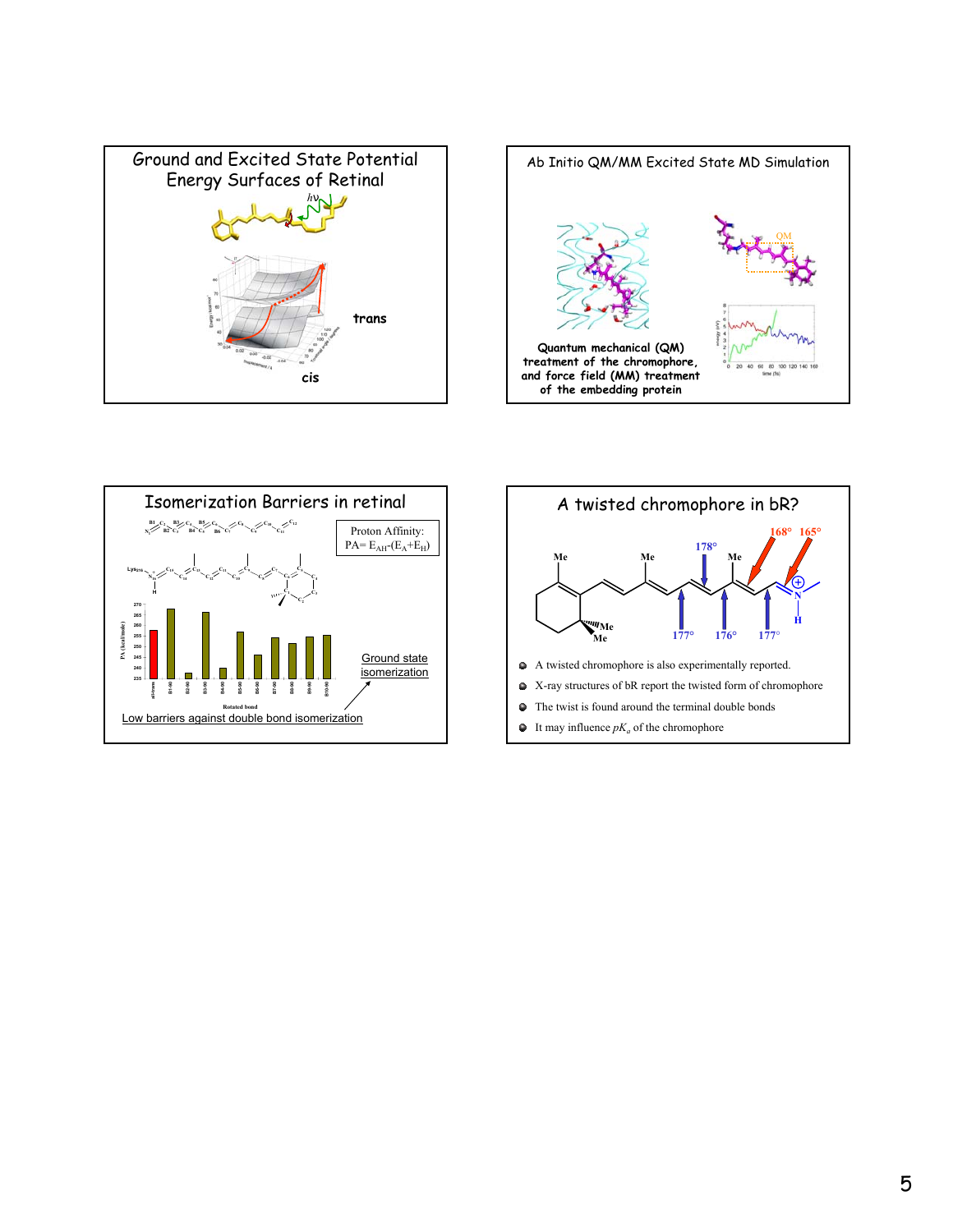## Ground and Excited State Potential Energy Surfaces of Retinal

$h\nu$

trans

cis

## Ab Initio QM/MM Excited State MD Simulation

QM

Quantum mechanical (QM) treatment of the chromophore, and force field (MM) treatment of the embedding protein

time (fs)

## Isomerization Barriers in retinal

Proton Affinity:
PA= $E_{AH}$-($E_A$+$E_H$)

PA (kcal/mole)

Rotated bond

Ground state isomerization

Low barriers against double bond isomerization

## A twisted chromophore in bR?

178°   168°   165°

177°   176°   177°

- A twisted chromophore is also experimentally reported.
- X-ray structures of bR report the twisted form of chromophore
- The twist is found around the terminal double bonds
- It may influence $pK_a$ of the chromophore